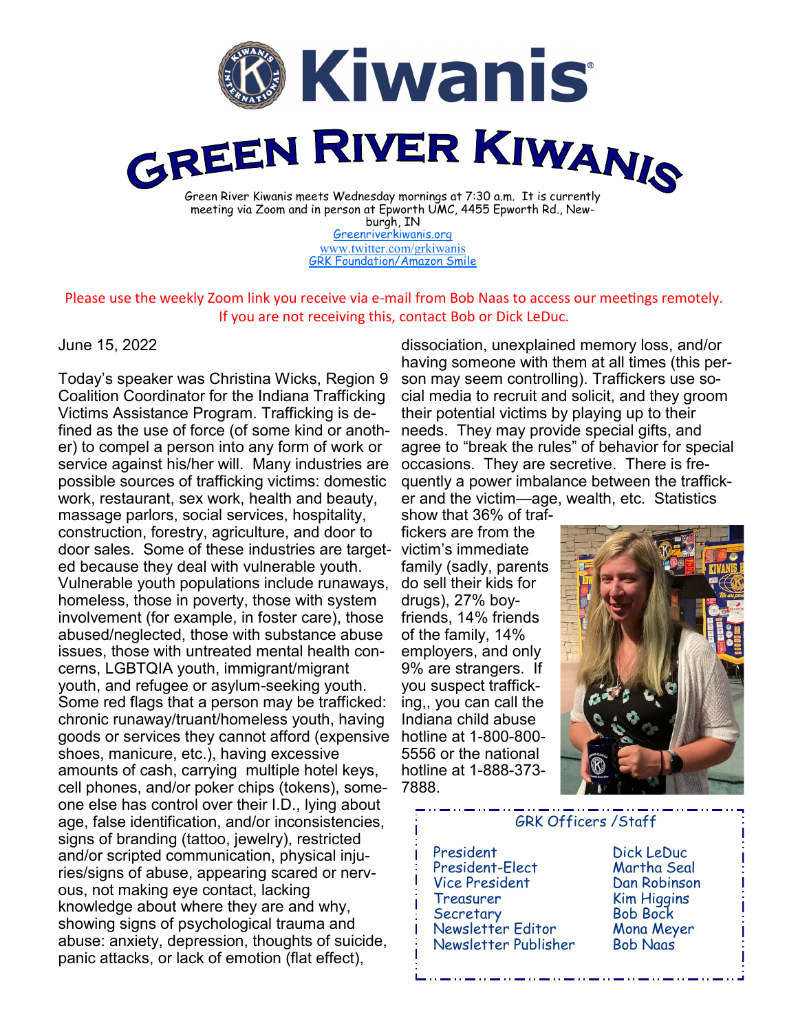# Kiwanis

# GREEN RIVER KIWANIS

Green River Kiwanis meets Wednesday mornings at 7:30 a.m. It is currently meeting via Zoom and in person at Epworth UMC, 4455 Epworth Rd., Newburgh, IN

Greenriverkiwanis.org

www.twitter.com/grkiwanis

GRK Foundation/Amazon Smile

Please use the weekly Zoom link you receive via e-mail from Bob Naas to access our meetings remotely. If you are not receiving this, contact Bob or Dick LeDuc.

June 15, 2022

Today's speaker was Christina Wicks, Region 9 Coalition Coordinator for the Indiana Trafficking Victims Assistance Program. Trafficking is defined as the use of force (of some kind or another) to compel a person into any form of work or service against his/her will. Many industries are possible sources of trafficking victims: domestic work, restaurant, sex work, health and beauty, massage parlors, social services, hospitality, construction, forestry, agriculture, and door to door sales. Some of these industries are targeted because they deal with vulnerable youth. Vulnerable youth populations include runaways, homeless, those in poverty, those with system involvement (for example, in foster care), those abused/neglected, those with substance abuse issues, those with untreated mental health concerns, LGBTQIA youth, immigrant/migrant youth, and refugee or asylum-seeking youth. Some red flags that a person may be trafficked: chronic runaway/truant/homeless youth, having goods or services they cannot afford (expensive shoes, manicure, etc.), having excessive amounts of cash, carrying multiple hotel keys, cell phones, and/or poker chips (tokens), someone else has control over their I.D., lying about age, false identification, and/or inconsistencies, signs of branding (tattoo, jewelry), restricted and/or scripted communication, physical injuries/signs of abuse, appearing scared or nervous, not making eye contact, lacking knowledge about where they are and why, showing signs of psychological trauma and abuse: anxiety, depression, thoughts of suicide, panic attacks, or lack of emotion (flat effect), dissociation, unexplained memory loss, and/or having someone with them at all times (this person may seem controlling). Traffickers use social media to recruit and solicit, and they groom their potential victims by playing up to their needs. They may provide special gifts, and agree to "break the rules" of behavior for special occasions. They are secretive. There is frequently a power imbalance between the trafficker and the victim—age, wealth, etc. Statistics show that 36% of traffickers are from the victim's immediate family (sadly, parents do sell their kids for drugs), 27% boyfriends, 14% friends of the family, 14% employers, and only 9% are strangers. If you suspect trafficking,, you can call the Indiana child abuse hotline at 1-800-800-5556 or the national hotline at 1-888-373-7888.

## GRK Officers /Staff

| | |
|---|---|
| President | Dick LeDuc |
| President-Elect | Martha Seal |
| Vice President | Dan Robinson |
| Treasurer | Kim Higgins |
| Secretary | Bob Bock |
| Newsletter Editor | Mona Meyer |
| Newsletter Publisher | Bob Naas |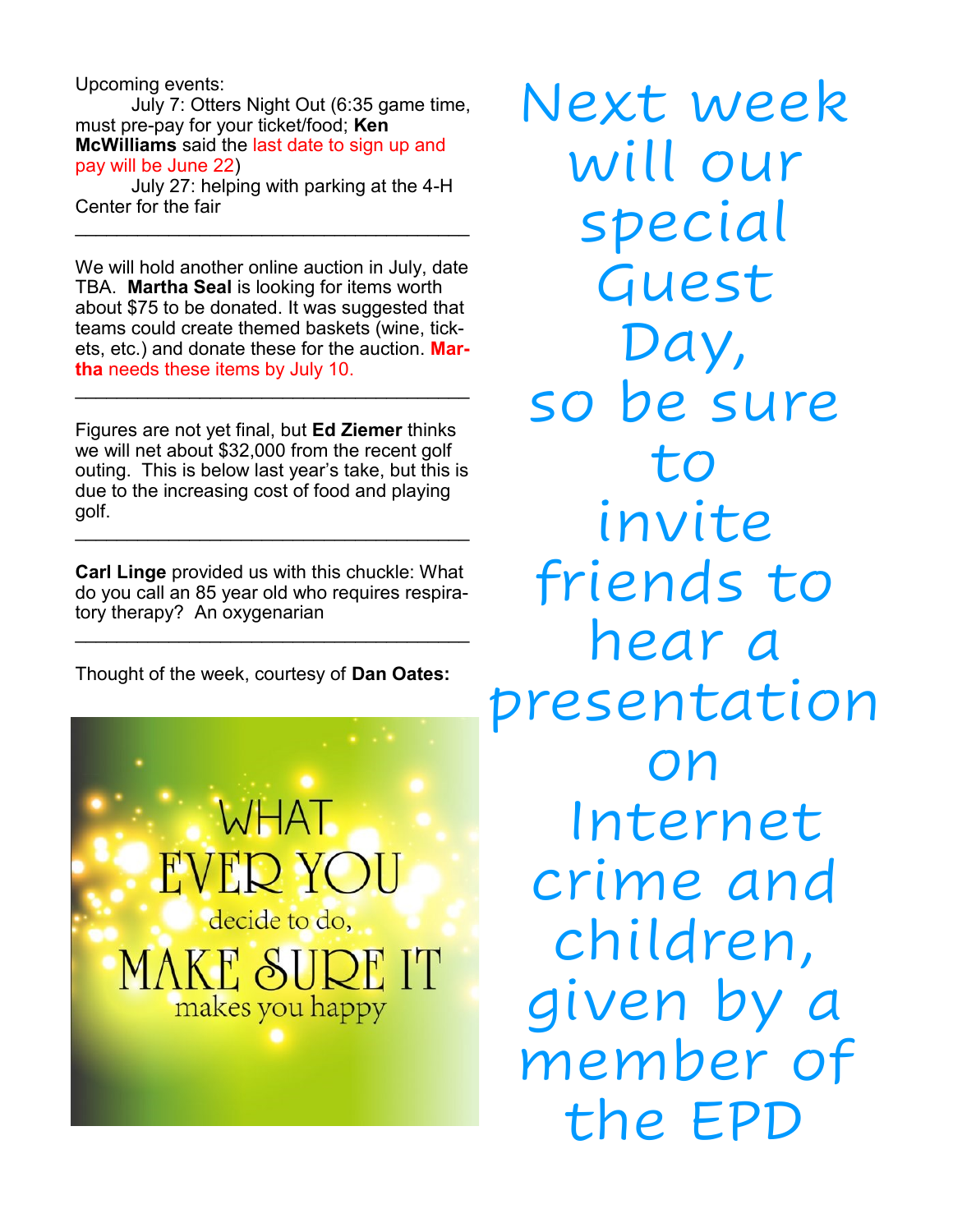Upcoming events:

July 7: Otters Night Out (6:35 game time, must pre-pay for your ticket/food; **Ken McWilliams** said the last date to sign up and pay will be June 22)

July 27: helping with parking at the 4-H Center for the fair

---

We will hold another online auction in July, date TBA. **Martha Seal** is looking for items worth about $75 to be donated. It was suggested that teams could create themed baskets (wine, tickets, etc.) and donate these for the auction. **Martha** needs these items by July 10.

---

Figures are not yet final, but **Ed Ziemer** thinks we will net about $32,000 from the recent golf outing. This is below last year's take, but this is due to the increasing cost of food and playing golf.

---

**Carl Linge** provided us with this chuckle: What do you call an 85 year old who requires respiratory therapy? An oxygenarian

---

Thought of the week, courtesy of **Dan Oates:**

WHAT EVER YOU decide to do, MAKE SURE IT makes you happy

Next week will our special Guest Day, so be sure to invite friends to hear a presentation on Internet crime and children, given by a member of the EPD